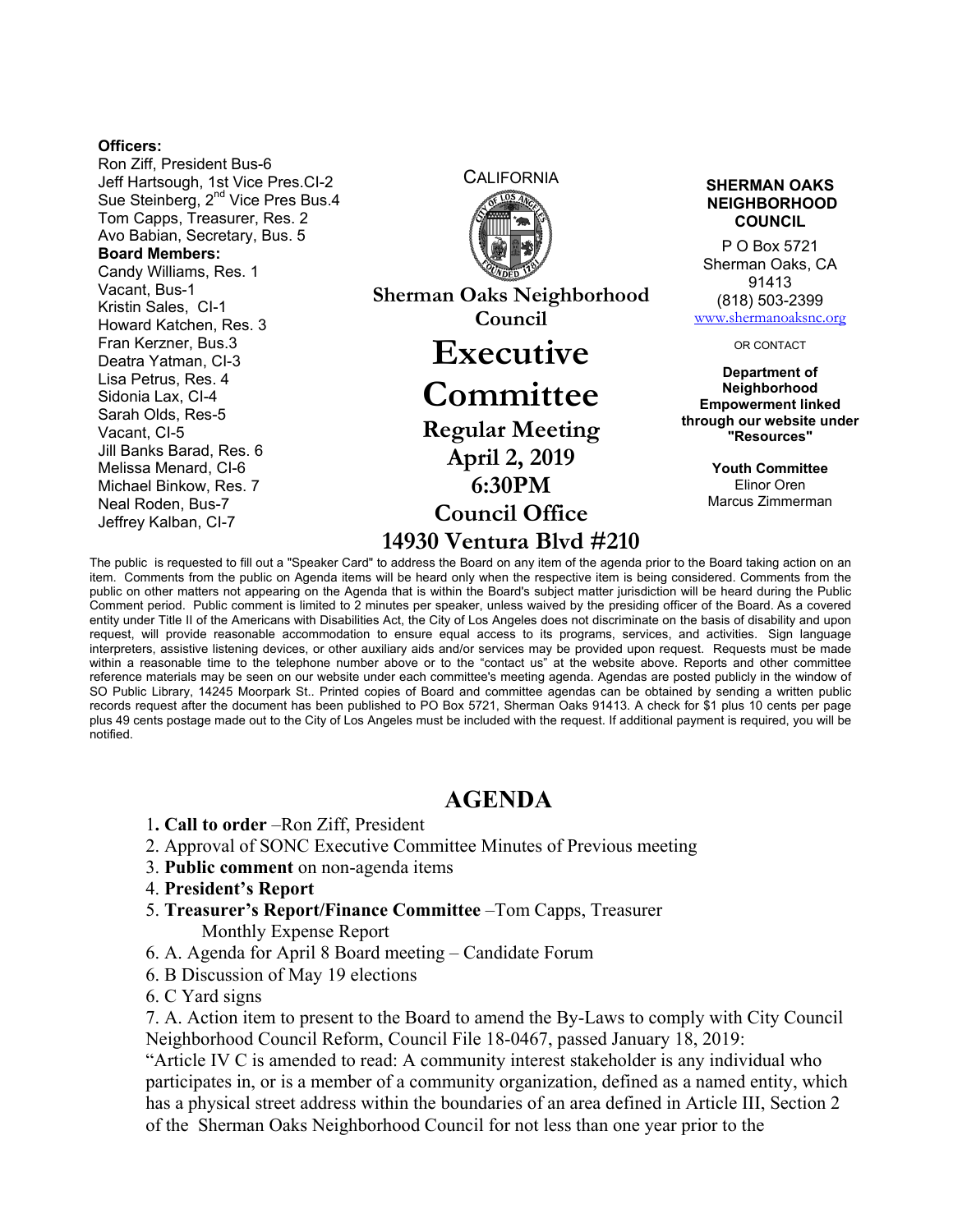**Officers:**
Ron Ziff, President Bus-6
Jeff Hartsough, 1st Vice Pres.CI-2
Sue Steinberg, 2nd Vice Pres Bus.4
Tom Capps, Treasurer, Res. 2
Avo Babian, Secretary, Bus. 5

**Board Members:**
Candy Williams, Res. 1
Vacant, Bus-1
Kristin Sales, CI-1
Howard Katchen, Res. 3
Fran Kerzner, Bus.3
Deatra Yatman, CI-3
Lisa Petrus, Res. 4
Sidonia Lax, CI-4
Sarah Olds, Res-5
Vacant, CI-5
Jill Banks Barad, Res. 6
Melissa Menard, CI-6
Michael Binkow, Res. 7
Neal Roden, Bus-7
Jeffrey Kalban, CI-7

CALIFORNIA

**Sherman Oaks Neighborhood Council**

# Executive Committee

## Regular Meeting
## April 2, 2019
## 6:30PM
## Council Office
## 14930 Ventura Blvd #210

**SHERMAN OAKS NEIGHBORHOOD COUNCIL**

P O Box 5721
Sherman Oaks, CA 91413
(818) 503-2399
www.shermanoaksnc.org

OR CONTACT

**Department of Neighborhood Empowerment linked through our website under "Resources"**

**Youth Committee**
Elinor Oren
Marcus Zimmerman

The public is requested to fill out a "Speaker Card" to address the Board on any item of the agenda prior to the Board taking action on an item. Comments from the public on Agenda items will be heard only when the respective item is being considered. Comments from the public on other matters not appearing on the Agenda that is within the Board's subject matter jurisdiction will be heard during the Public Comment period. Public comment is limited to 2 minutes per speaker, unless waived by the presiding officer of the Board. As a covered entity under Title II of the Americans with Disabilities Act, the City of Los Angeles does not discriminate on the basis of disability and upon request, will provide reasonable accommodation to ensure equal access to its programs, services, and activities. Sign language interpreters, assistive listening devices, or other auxiliary aids and/or services may be provided upon request. Requests must be made within a reasonable time to the telephone number above or to the "contact us" at the website above. Reports and other committee reference materials may be seen on our website under each committee's meeting agenda. Agendas are posted publicly in the window of SO Public Library, 14245 Moorpark St.. Printed copies of Board and committee agendas can be obtained by sending a written public records request after the document has been published to PO Box 5721, Sherman Oaks 91413. A check for $1 plus 10 cents per page plus 49 cents postage made out to the City of Los Angeles must be included with the request. If additional payment is required, you will be notified.

# AGENDA

1. **Call to order** –Ron Ziff, President
2. Approval of SONC Executive Committee Minutes of Previous meeting
3. **Public comment** on non-agenda items
4. **President's Report**
5. **Treasurer's Report/Finance Committee** –Tom Capps, Treasurer
   Monthly Expense Report

6. A. Agenda for April 8 Board meeting – Candidate Forum
6. B Discussion of May 19 elections
6. C Yard signs

7. A. Action item to present to the Board to amend the By-Laws to comply with City Council Neighborhood Council Reform, Council File 18-0467, passed January 18, 2019:
"Article IV C is amended to read: A community interest stakeholder is any individual who participates in, or is a member of a community organization, defined as a named entity, which has a physical street address within the boundaries of an area defined in Article III, Section 2 of the Sherman Oaks Neighborhood Council for not less than one year prior to the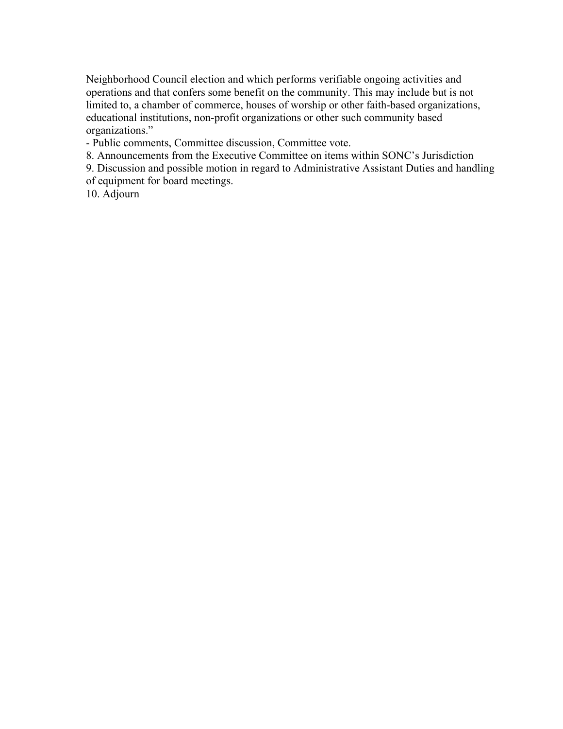Neighborhood Council election and which performs verifiable ongoing activities and operations and that confers some benefit on the community. This may include but is not limited to, a chamber of commerce, houses of worship or other faith-based organizations, educational institutions, non-profit organizations or other such community based organizations."

- Public comments, Committee discussion, Committee vote.

8. Announcements from the Executive Committee on items within SONC's Jurisdiction
9. Discussion and possible motion in regard to Administrative Assistant Duties and handling of equipment for board meetings.
10. Adjourn